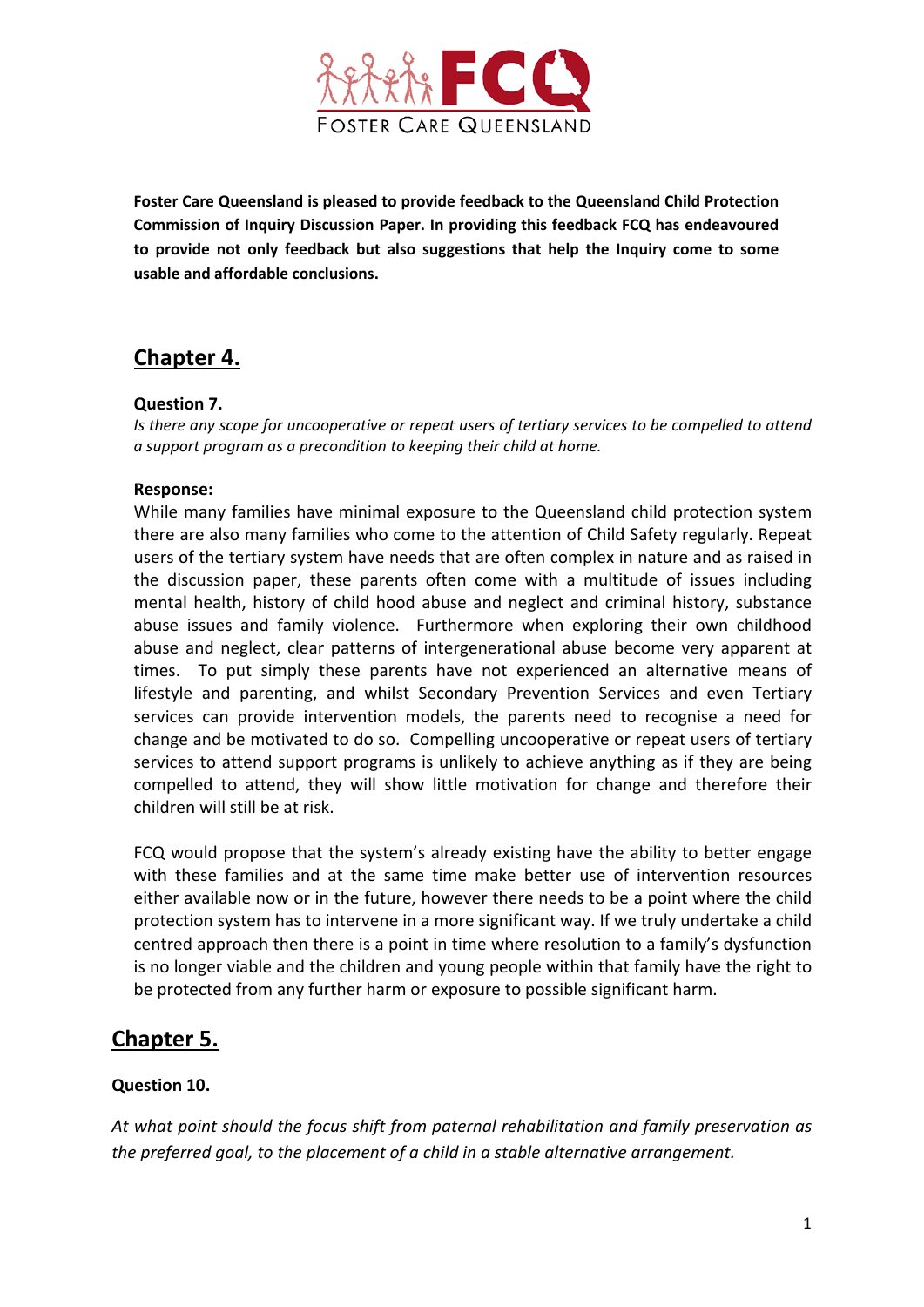FCQ

FOSTER CARE QUEENSLAND

**Foster Care Queensland is pleased to provide feedback to the Queensland Child Protection Commission of Inquiry Discussion Paper. In providing this feedback FCQ has endeavoured to provide not only feedback but also suggestions that help the Inquiry come to some usable and affordable conclusions.**

## Chapter 4.

**Question 7.**

*Is there any scope for uncooperative or repeat users of tertiary services to be compelled to attend a support program as a precondition to keeping their child at home.*

**Response:**

While many families have minimal exposure to the Queensland child protection system there are also many families who come to the attention of Child Safety regularly. Repeat users of the tertiary system have needs that are often complex in nature and as raised in the discussion paper, these parents often come with a multitude of issues including mental health, history of child hood abuse and neglect and criminal history, substance abuse issues and family violence. Furthermore when exploring their own childhood abuse and neglect, clear patterns of intergenerational abuse become very apparent at times. To put simply these parents have not experienced an alternative means of lifestyle and parenting, and whilst Secondary Prevention Services and even Tertiary services can provide intervention models, the parents need to recognise a need for change and be motivated to do so. Compelling uncooperative or repeat users of tertiary services to attend support programs is unlikely to achieve anything as if they are being compelled to attend, they will show little motivation for change and therefore their children will still be at risk.

FCQ would propose that the system's already existing have the ability to better engage with these families and at the same time make better use of intervention resources either available now or in the future, however there needs to be a point where the child protection system has to intervene in a more significant way. If we truly undertake a child centred approach then there is a point in time where resolution to a family's dysfunction is no longer viable and the children and young people within that family have the right to be protected from any further harm or exposure to possible significant harm.

## Chapter 5.

**Question 10.**

*At what point should the focus shift from paternal rehabilitation and family preservation as the preferred goal, to the placement of a child in a stable alternative arrangement.*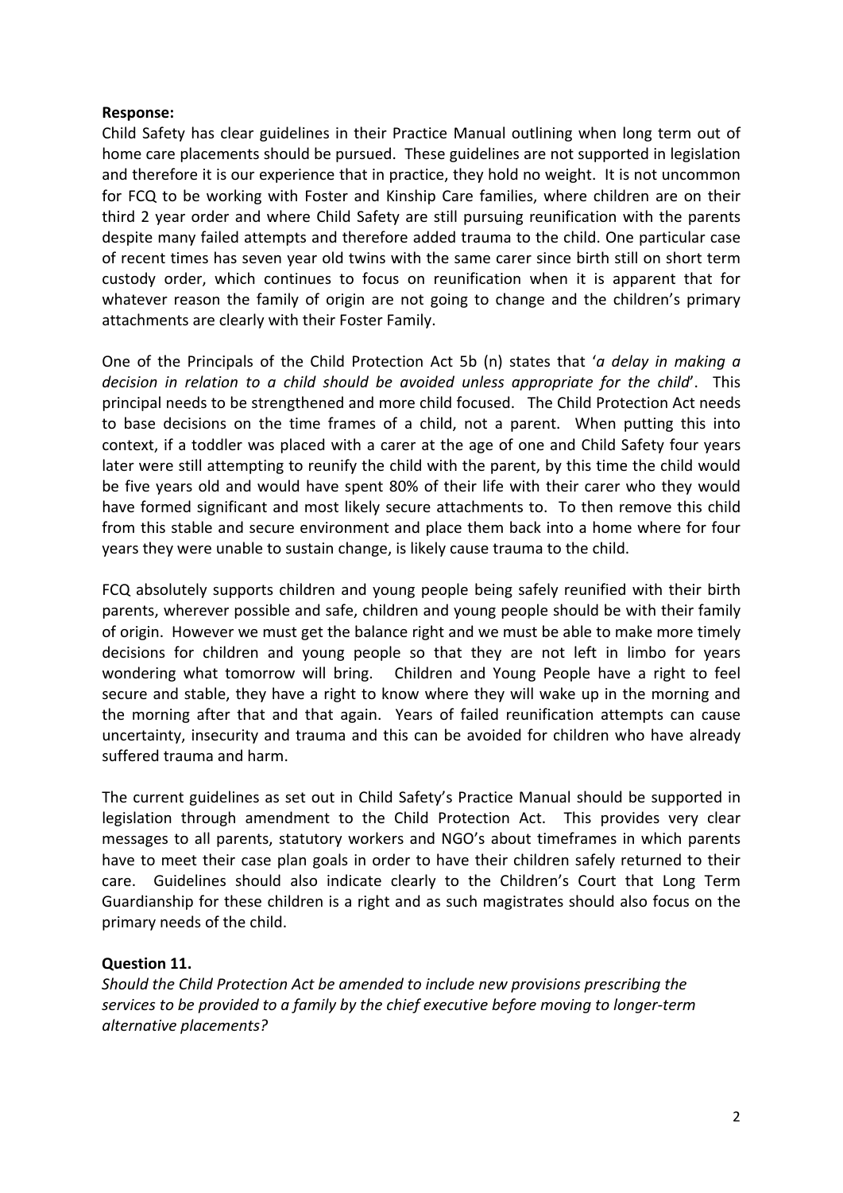**Response:**

Child Safety has clear guidelines in their Practice Manual outlining when long term out of home care placements should be pursued. These guidelines are not supported in legislation and therefore it is our experience that in practice, they hold no weight. It is not uncommon for FCQ to be working with Foster and Kinship Care families, where children are on their third 2 year order and where Child Safety are still pursuing reunification with the parents despite many failed attempts and therefore added trauma to the child. One particular case of recent times has seven year old twins with the same carer since birth still on short term custody order, which continues to focus on reunification when it is apparent that for whatever reason the family of origin are not going to change and the children's primary attachments are clearly with their Foster Family.

One of the Principals of the Child Protection Act 5b (n) states that '*a delay in making a decision in relation to a child should be avoided unless appropriate for the child*'. This principal needs to be strengthened and more child focused. The Child Protection Act needs to base decisions on the time frames of a child, not a parent. When putting this into context, if a toddler was placed with a carer at the age of one and Child Safety four years later were still attempting to reunify the child with the parent, by this time the child would be five years old and would have spent 80% of their life with their carer who they would have formed significant and most likely secure attachments to. To then remove this child from this stable and secure environment and place them back into a home where for four years they were unable to sustain change, is likely cause trauma to the child.

FCQ absolutely supports children and young people being safely reunified with their birth parents, wherever possible and safe, children and young people should be with their family of origin. However we must get the balance right and we must be able to make more timely decisions for children and young people so that they are not left in limbo for years wondering what tomorrow will bring. Children and Young People have a right to feel secure and stable, they have a right to know where they will wake up in the morning and the morning after that and that again. Years of failed reunification attempts can cause uncertainty, insecurity and trauma and this can be avoided for children who have already suffered trauma and harm.

The current guidelines as set out in Child Safety's Practice Manual should be supported in legislation through amendment to the Child Protection Act. This provides very clear messages to all parents, statutory workers and NGO's about timeframes in which parents have to meet their case plan goals in order to have their children safely returned to their care. Guidelines should also indicate clearly to the Children's Court that Long Term Guardianship for these children is a right and as such magistrates should also focus on the primary needs of the child.

**Question 11.**

*Should the Child Protection Act be amended to include new provisions prescribing the services to be provided to a family by the chief executive before moving to longer-term alternative placements?*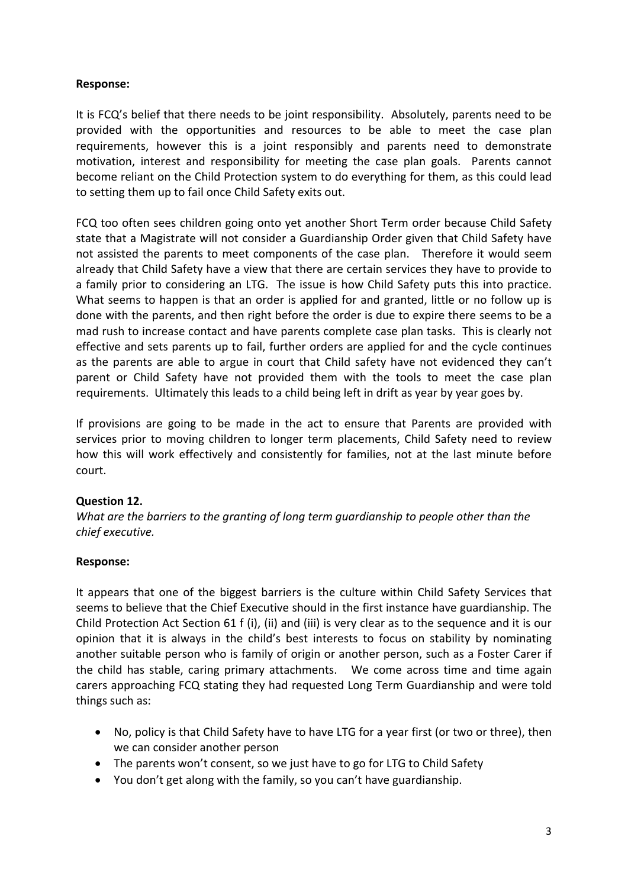**Response:**

It is FCQ's belief that there needs to be joint responsibility. Absolutely, parents need to be provided with the opportunities and resources to be able to meet the case plan requirements, however this is a joint responsibly and parents need to demonstrate motivation, interest and responsibility for meeting the case plan goals. Parents cannot become reliant on the Child Protection system to do everything for them, as this could lead to setting them up to fail once Child Safety exits out.

FCQ too often sees children going onto yet another Short Term order because Child Safety state that a Magistrate will not consider a Guardianship Order given that Child Safety have not assisted the parents to meet components of the case plan. Therefore it would seem already that Child Safety have a view that there are certain services they have to provide to a family prior to considering an LTG. The issue is how Child Safety puts this into practice. What seems to happen is that an order is applied for and granted, little or no follow up is done with the parents, and then right before the order is due to expire there seems to be a mad rush to increase contact and have parents complete case plan tasks. This is clearly not effective and sets parents up to fail, further orders are applied for and the cycle continues as the parents are able to argue in court that Child safety have not evidenced they can't parent or Child Safety have not provided them with the tools to meet the case plan requirements. Ultimately this leads to a child being left in drift as year by year goes by.

If provisions are going to be made in the act to ensure that Parents are provided with services prior to moving children to longer term placements, Child Safety need to review how this will work effectively and consistently for families, not at the last minute before court.

**Question 12.**

*What are the barriers to the granting of long term guardianship to people other than the chief executive.*

**Response:**

It appears that one of the biggest barriers is the culture within Child Safety Services that seems to believe that the Chief Executive should in the first instance have guardianship. The Child Protection Act Section 61 f (i), (ii) and (iii) is very clear as to the sequence and it is our opinion that it is always in the child's best interests to focus on stability by nominating another suitable person who is family of origin or another person, such as a Foster Carer if the child has stable, caring primary attachments. We come across time and time again carers approaching FCQ stating they had requested Long Term Guardianship and were told things such as:

- No, policy is that Child Safety have to have LTG for a year first (or two or three), then we can consider another person
- The parents won't consent, so we just have to go for LTG to Child Safety
- You don't get along with the family, so you can't have guardianship.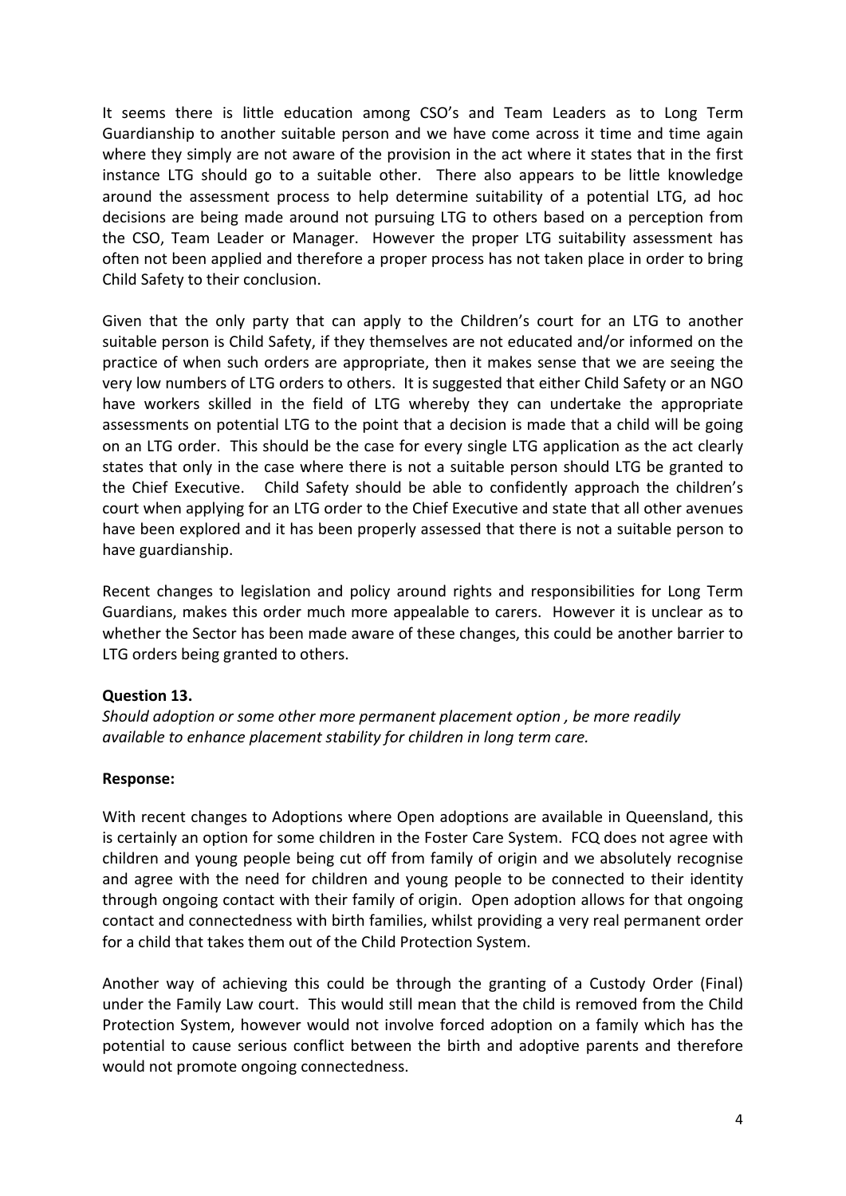It seems there is little education among CSO's and Team Leaders as to Long Term Guardianship to another suitable person and we have come across it time and time again where they simply are not aware of the provision in the act where it states that in the first instance LTG should go to a suitable other. There also appears to be little knowledge around the assessment process to help determine suitability of a potential LTG, ad hoc decisions are being made around not pursuing LTG to others based on a perception from the CSO, Team Leader or Manager. However the proper LTG suitability assessment has often not been applied and therefore a proper process has not taken place in order to bring Child Safety to their conclusion.

Given that the only party that can apply to the Children's court for an LTG to another suitable person is Child Safety, if they themselves are not educated and/or informed on the practice of when such orders are appropriate, then it makes sense that we are seeing the very low numbers of LTG orders to others. It is suggested that either Child Safety or an NGO have workers skilled in the field of LTG whereby they can undertake the appropriate assessments on potential LTG to the point that a decision is made that a child will be going on an LTG order. This should be the case for every single LTG application as the act clearly states that only in the case where there is not a suitable person should LTG be granted to the Chief Executive. Child Safety should be able to confidently approach the children's court when applying for an LTG order to the Chief Executive and state that all other avenues have been explored and it has been properly assessed that there is not a suitable person to have guardianship.

Recent changes to legislation and policy around rights and responsibilities for Long Term Guardians, makes this order much more appealable to carers. However it is unclear as to whether the Sector has been made aware of these changes, this could be another barrier to LTG orders being granted to others.

**Question 13.**

*Should adoption or some other more permanent placement option , be more readily available to enhance placement stability for children in long term care.*

**Response:**

With recent changes to Adoptions where Open adoptions are available in Queensland, this is certainly an option for some children in the Foster Care System. FCQ does not agree with children and young people being cut off from family of origin and we absolutely recognise and agree with the need for children and young people to be connected to their identity through ongoing contact with their family of origin. Open adoption allows for that ongoing contact and connectedness with birth families, whilst providing a very real permanent order for a child that takes them out of the Child Protection System.

Another way of achieving this could be through the granting of a Custody Order (Final) under the Family Law court. This would still mean that the child is removed from the Child Protection System, however would not involve forced adoption on a family which has the potential to cause serious conflict between the birth and adoptive parents and therefore would not promote ongoing connectedness.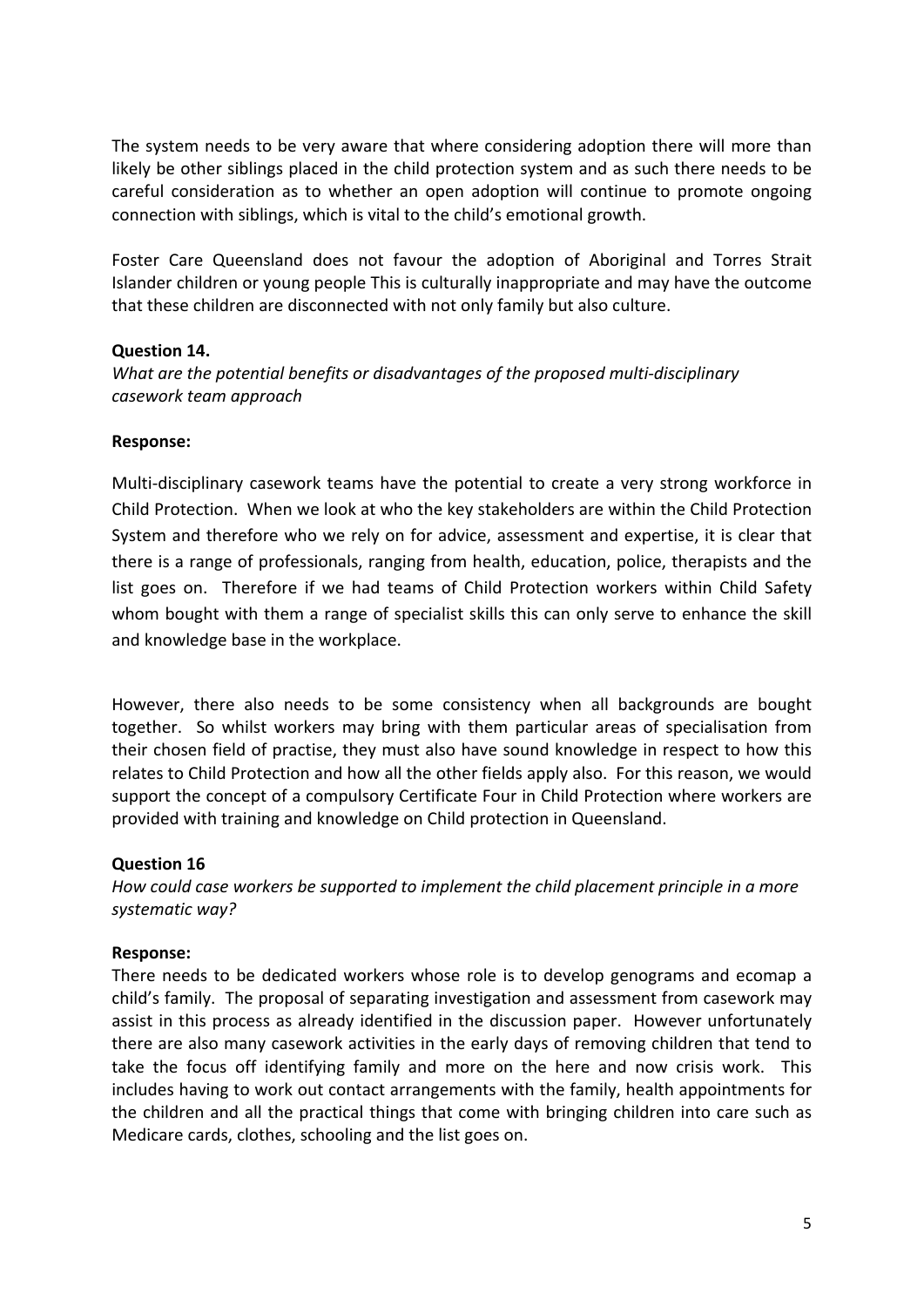The system needs to be very aware that where considering adoption there will more than likely be other siblings placed in the child protection system and as such there needs to be careful consideration as to whether an open adoption will continue to promote ongoing connection with siblings, which is vital to the child's emotional growth.

Foster Care Queensland does not favour the adoption of Aboriginal and Torres Strait Islander children or young people This is culturally inappropriate and may have the outcome that these children are disconnected with not only family but also culture.

**Question 14.**

*What are the potential benefits or disadvantages of the proposed multi-disciplinary casework team approach*

**Response:**

Multi-disciplinary casework teams have the potential to create a very strong workforce in Child Protection. When we look at who the key stakeholders are within the Child Protection System and therefore who we rely on for advice, assessment and expertise, it is clear that there is a range of professionals, ranging from health, education, police, therapists and the list goes on. Therefore if we had teams of Child Protection workers within Child Safety whom bought with them a range of specialist skills this can only serve to enhance the skill and knowledge base in the workplace.

However, there also needs to be some consistency when all backgrounds are bought together. So whilst workers may bring with them particular areas of specialisation from their chosen field of practise, they must also have sound knowledge in respect to how this relates to Child Protection and how all the other fields apply also. For this reason, we would support the concept of a compulsory Certificate Four in Child Protection where workers are provided with training and knowledge on Child protection in Queensland.

**Question 16**

*How could case workers be supported to implement the child placement principle in a more systematic way?*

**Response:**

There needs to be dedicated workers whose role is to develop genograms and ecomap a child's family. The proposal of separating investigation and assessment from casework may assist in this process as already identified in the discussion paper. However unfortunately there are also many casework activities in the early days of removing children that tend to take the focus off identifying family and more on the here and now crisis work. This includes having to work out contact arrangements with the family, health appointments for the children and all the practical things that come with bringing children into care such as Medicare cards, clothes, schooling and the list goes on.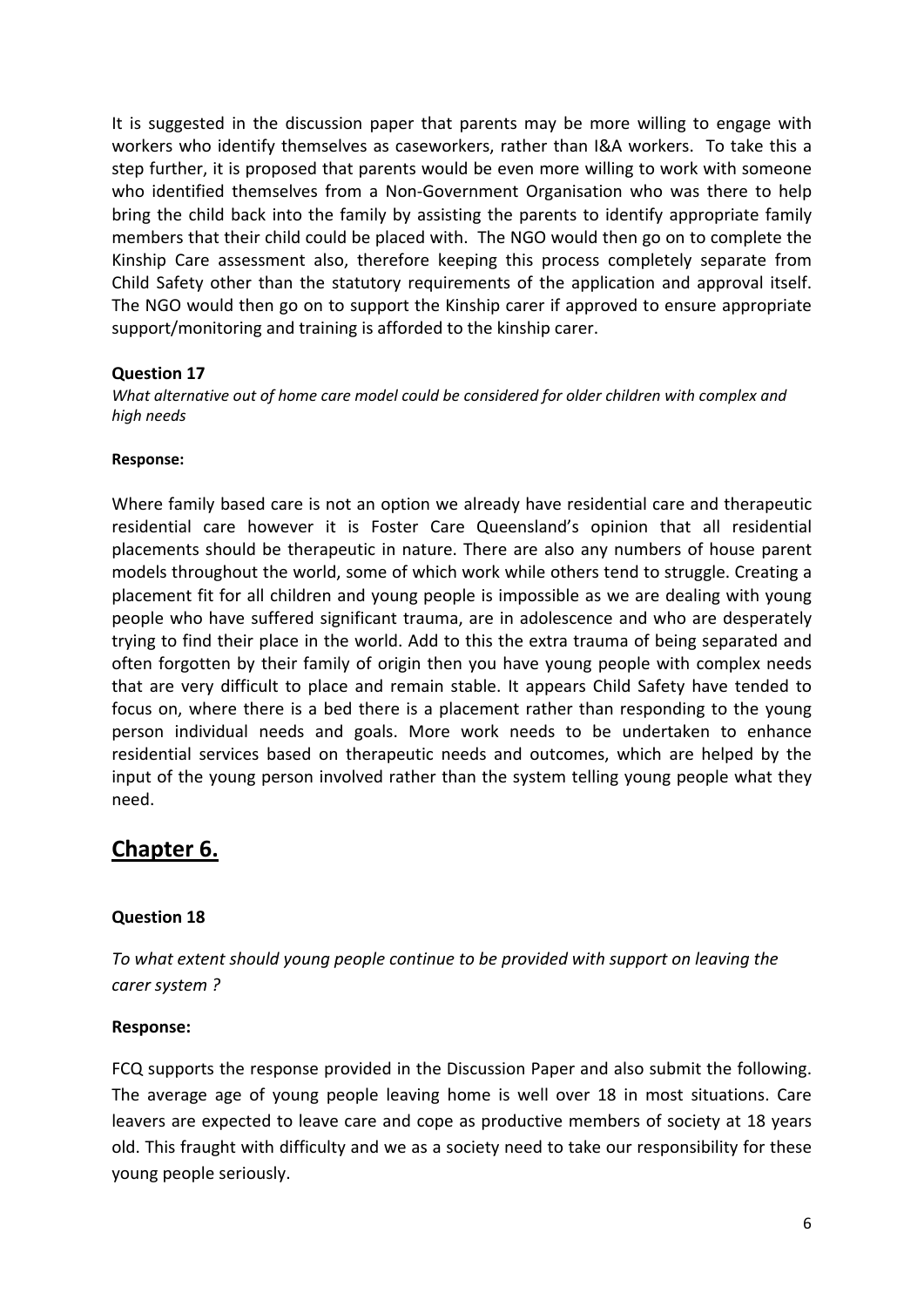It is suggested in the discussion paper that parents may be more willing to engage with workers who identify themselves as caseworkers, rather than I&A workers. To take this a step further, it is proposed that parents would be even more willing to work with someone who identified themselves from a Non-Government Organisation who was there to help bring the child back into the family by assisting the parents to identify appropriate family members that their child could be placed with. The NGO would then go on to complete the Kinship Care assessment also, therefore keeping this process completely separate from Child Safety other than the statutory requirements of the application and approval itself. The NGO would then go on to support the Kinship carer if approved to ensure appropriate support/monitoring and training is afforded to the kinship carer.

**Question 17**

*What alternative out of home care model could be considered for older children with complex and high needs*

**Response:**

Where family based care is not an option we already have residential care and therapeutic residential care however it is Foster Care Queensland's opinion that all residential placements should be therapeutic in nature. There are also any numbers of house parent models throughout the world, some of which work while others tend to struggle. Creating a placement fit for all children and young people is impossible as we are dealing with young people who have suffered significant trauma, are in adolescence and who are desperately trying to find their place in the world. Add to this the extra trauma of being separated and often forgotten by their family of origin then you have young people with complex needs that are very difficult to place and remain stable. It appears Child Safety have tended to focus on, where there is a bed there is a placement rather than responding to the young person individual needs and goals. More work needs to be undertaken to enhance residential services based on therapeutic needs and outcomes, which are helped by the input of the young person involved rather than the system telling young people what they need.

## Chapter 6.

**Question 18**

*To what extent should young people continue to be provided with support on leaving the carer system ?*

**Response:**

FCQ supports the response provided in the Discussion Paper and also submit the following. The average age of young people leaving home is well over 18 in most situations. Care leavers are expected to leave care and cope as productive members of society at 18 years old. This fraught with difficulty and we as a society need to take our responsibility for these young people seriously.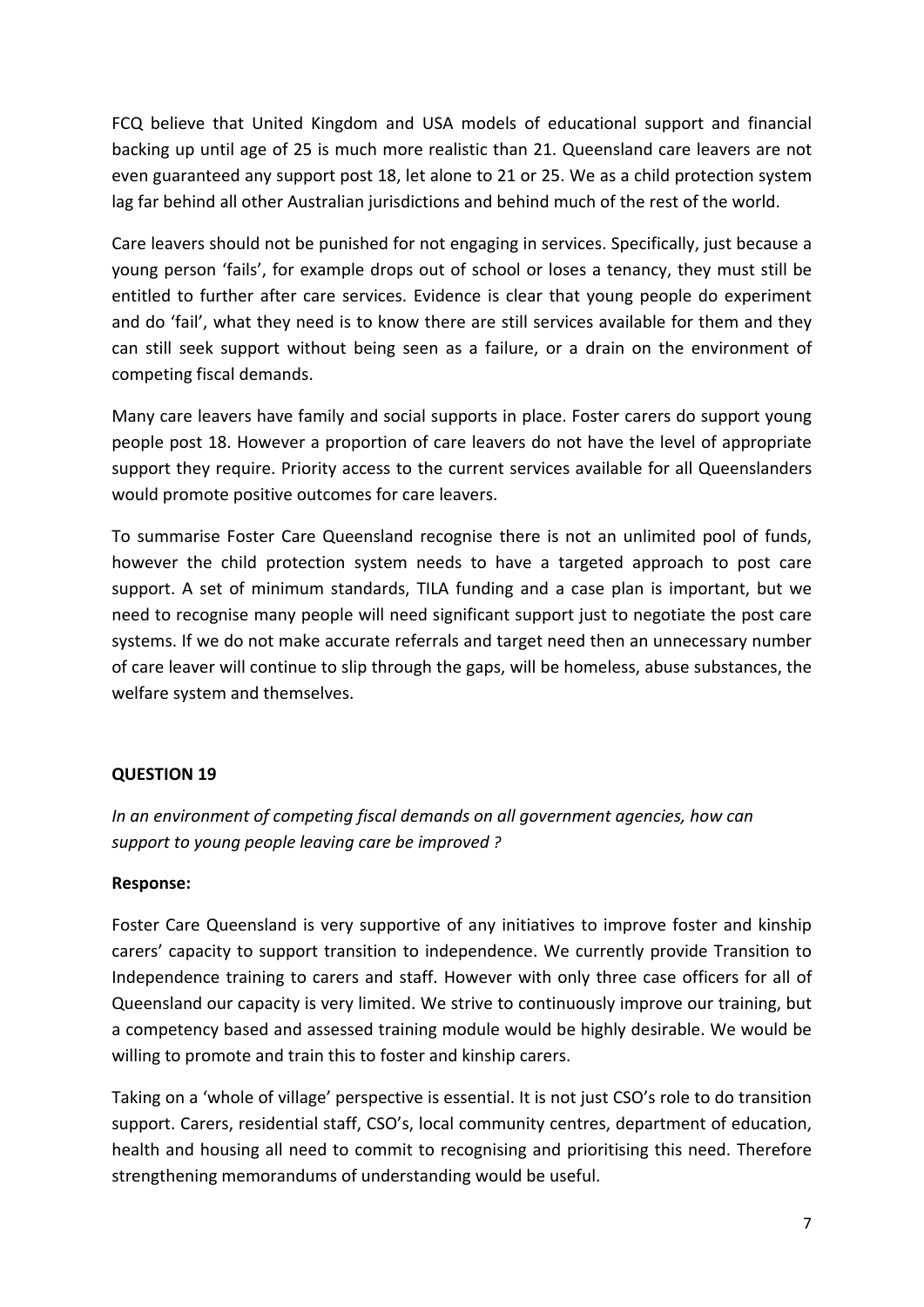FCQ believe that United Kingdom and USA models of educational support and financial backing up until age of 25 is much more realistic than 21. Queensland care leavers are not even guaranteed any support post 18, let alone to 21 or 25. We as a child protection system lag far behind all other Australian jurisdictions and behind much of the rest of the world.

Care leavers should not be punished for not engaging in services. Specifically, just because a young person 'fails', for example drops out of school or loses a tenancy, they must still be entitled to further after care services. Evidence is clear that young people do experiment and do 'fail', what they need is to know there are still services available for them and they can still seek support without being seen as a failure, or a drain on the environment of competing fiscal demands.

Many care leavers have family and social supports in place. Foster carers do support young people post 18. However a proportion of care leavers do not have the level of appropriate support they require. Priority access to the current services available for all Queenslanders would promote positive outcomes for care leavers.

To summarise Foster Care Queensland recognise there is not an unlimited pool of funds, however the child protection system needs to have a targeted approach to post care support. A set of minimum standards, TILA funding and a case plan is important, but we need to recognise many people will need significant support just to negotiate the post care systems. If we do not make accurate referrals and target need then an unnecessary number of care leaver will continue to slip through the gaps, will be homeless, abuse substances, the welfare system and themselves.

**QUESTION 19**

*In an environment of competing fiscal demands on all government agencies, how can support to young people leaving care be improved ?*

**Response:**

Foster Care Queensland is very supportive of any initiatives to improve foster and kinship carers' capacity to support transition to independence. We currently provide Transition to Independence training to carers and staff. However with only three case officers for all of Queensland our capacity is very limited. We strive to continuously improve our training, but a competency based and assessed training module would be highly desirable. We would be willing to promote and train this to foster and kinship carers.

Taking on a 'whole of village' perspective is essential. It is not just CSO's role to do transition support. Carers, residential staff, CSO's, local community centres, department of education, health and housing all need to commit to recognising and prioritising this need. Therefore strengthening memorandums of understanding would be useful.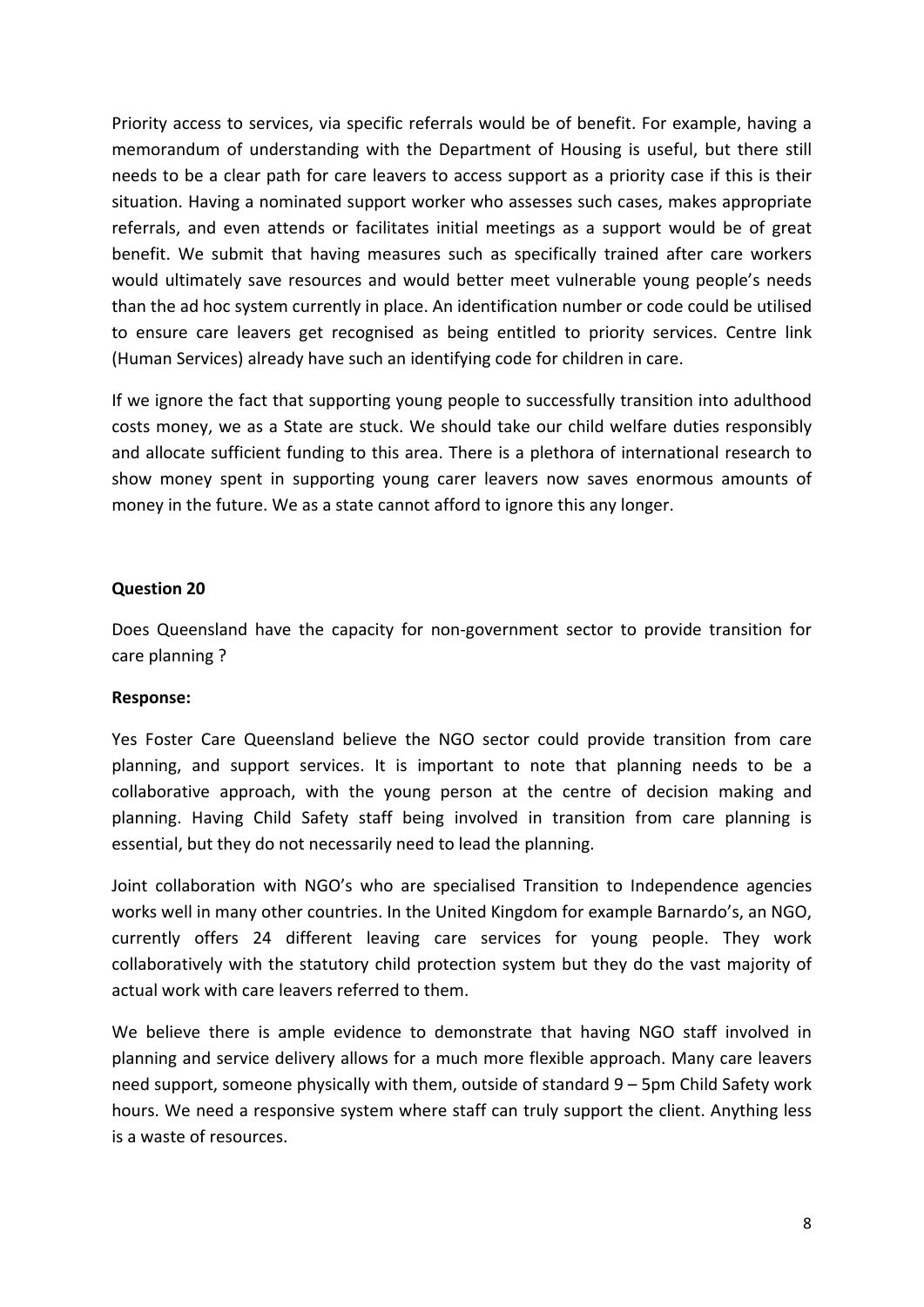Priority access to services, via specific referrals would be of benefit. For example, having a memorandum of understanding with the Department of Housing is useful, but there still needs to be a clear path for care leavers to access support as a priority case if this is their situation. Having a nominated support worker who assesses such cases, makes appropriate referrals, and even attends or facilitates initial meetings as a support would be of great benefit. We submit that having measures such as specifically trained after care workers would ultimately save resources and would better meet vulnerable young people's needs than the ad hoc system currently in place. An identification number or code could be utilised to ensure care leavers get recognised as being entitled to priority services. Centre link (Human Services) already have such an identifying code for children in care.

If we ignore the fact that supporting young people to successfully transition into adulthood costs money, we as a State are stuck. We should take our child welfare duties responsibly and allocate sufficient funding to this area. There is a plethora of international research to show money spent in supporting young carer leavers now saves enormous amounts of money in the future. We as a state cannot afford to ignore this any longer.

**Question 20**

Does Queensland have the capacity for non-government sector to provide transition for care planning ?

**Response:**

Yes Foster Care Queensland believe the NGO sector could provide transition from care planning, and support services. It is important to note that planning needs to be a collaborative approach, with the young person at the centre of decision making and planning. Having Child Safety staff being involved in transition from care planning is essential, but they do not necessarily need to lead the planning.

Joint collaboration with NGO's who are specialised Transition to Independence agencies works well in many other countries. In the United Kingdom for example Barnardo's, an NGO, currently offers 24 different leaving care services for young people. They work collaboratively with the statutory child protection system but they do the vast majority of actual work with care leavers referred to them.

We believe there is ample evidence to demonstrate that having NGO staff involved in planning and service delivery allows for a much more flexible approach. Many care leavers need support, someone physically with them, outside of standard 9 – 5pm Child Safety work hours. We need a responsive system where staff can truly support the client. Anything less is a waste of resources.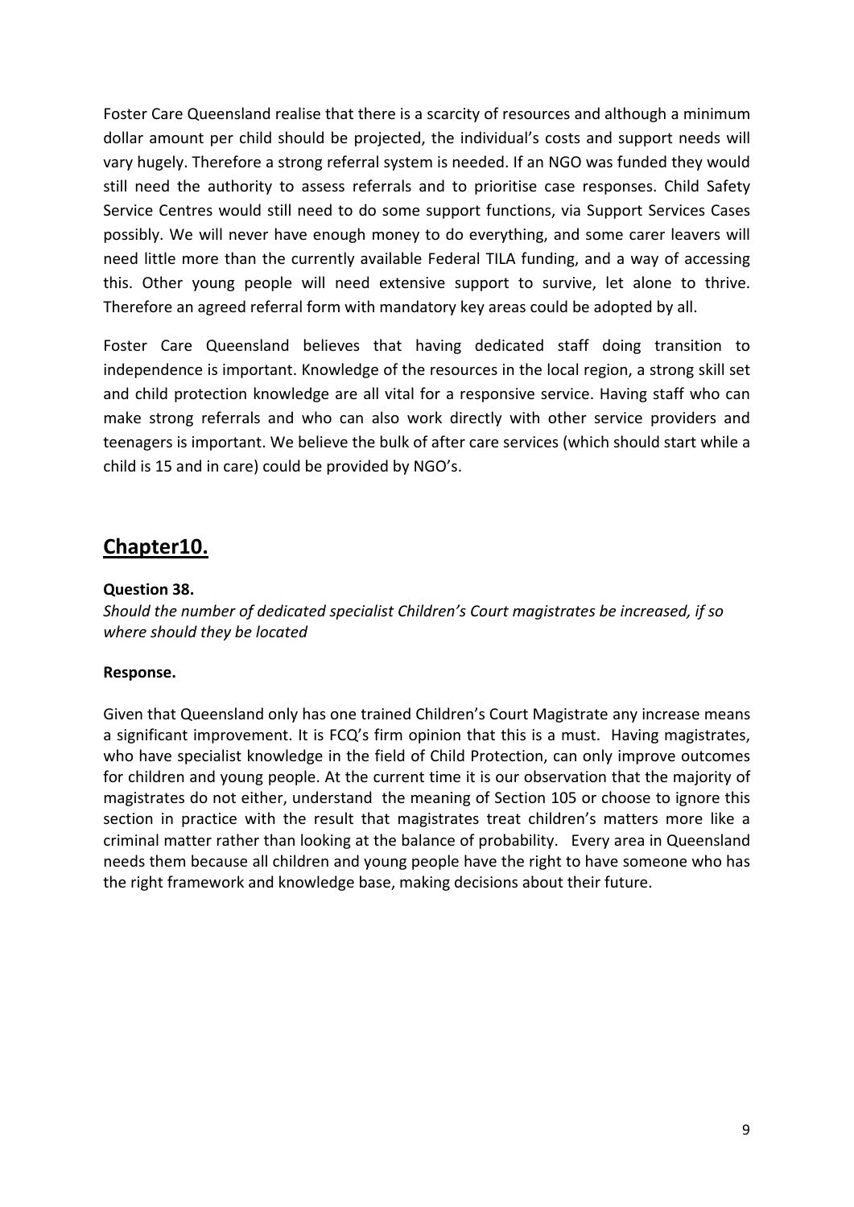Foster Care Queensland realise that there is a scarcity of resources and although a minimum dollar amount per child should be projected, the individual's costs and support needs will vary hugely. Therefore a strong referral system is needed. If an NGO was funded they would still need the authority to assess referrals and to prioritise case responses. Child Safety Service Centres would still need to do some support functions, via Support Services Cases possibly. We will never have enough money to do everything, and some carer leavers will need little more than the currently available Federal TILA funding, and a way of accessing this. Other young people will need extensive support to survive, let alone to thrive. Therefore an agreed referral form with mandatory key areas could be adopted by all.

Foster Care Queensland believes that having dedicated staff doing transition to independence is important. Knowledge of the resources in the local region, a strong skill set and child protection knowledge are all vital for a responsive service. Having staff who can make strong referrals and who can also work directly with other service providers and teenagers is important. We believe the bulk of after care services (which should start while a child is 15 and in care) could be provided by NGO's.

## Chapter10.

**Question 38.**

*Should the number of dedicated specialist Children's Court magistrates be increased, if so where should they be located*

**Response.**

Given that Queensland only has one trained Children's Court Magistrate any increase means a significant improvement. It is FCQ's firm opinion that this is a must. Having magistrates, who have specialist knowledge in the field of Child Protection, can only improve outcomes for children and young people. At the current time it is our observation that the majority of magistrates do not either, understand the meaning of Section 105 or choose to ignore this section in practice with the result that magistrates treat children's matters more like a criminal matter rather than looking at the balance of probability. Every area in Queensland needs them because all children and young people have the right to have someone who has the right framework and knowledge base, making decisions about their future.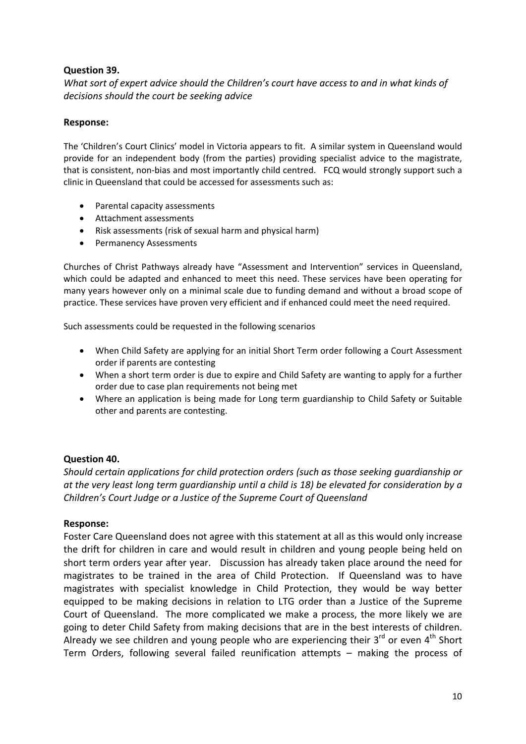**Question 39.**

*What sort of expert advice should the Children's court have access to and in what kinds of decisions should the court be seeking advice*

**Response:**

The 'Children's Court Clinics' model in Victoria appears to fit. A similar system in Queensland would provide for an independent body (from the parties) providing specialist advice to the magistrate, that is consistent, non-bias and most importantly child centred. FCQ would strongly support such a clinic in Queensland that could be accessed for assessments such as:

- Parental capacity assessments
- Attachment assessments
- Risk assessments (risk of sexual harm and physical harm)
- Permanency Assessments

Churches of Christ Pathways already have "Assessment and Intervention" services in Queensland, which could be adapted and enhanced to meet this need. These services have been operating for many years however only on a minimal scale due to funding demand and without a broad scope of practice. These services have proven very efficient and if enhanced could meet the need required.

Such assessments could be requested in the following scenarios

- When Child Safety are applying for an initial Short Term order following a Court Assessment order if parents are contesting
- When a short term order is due to expire and Child Safety are wanting to apply for a further order due to case plan requirements not being met
- Where an application is being made for Long term guardianship to Child Safety or Suitable other and parents are contesting.

**Question 40.**

*Should certain applications for child protection orders (such as those seeking guardianship or at the very least long term guardianship until a child is 18) be elevated for consideration by a Children's Court Judge or a Justice of the Supreme Court of Queensland*

**Response:**

Foster Care Queensland does not agree with this statement at all as this would only increase the drift for children in care and would result in children and young people being held on short term orders year after year. Discussion has already taken place around the need for magistrates to be trained in the area of Child Protection. If Queensland was to have magistrates with specialist knowledge in Child Protection, they would be way better equipped to be making decisions in relation to LTG order than a Justice of the Supreme Court of Queensland. The more complicated we make a process, the more likely we are going to deter Child Safety from making decisions that are in the best interests of children. Already we see children and young people who are experiencing their 3rd or even 4th Short Term Orders, following several failed reunification attempts – making the process of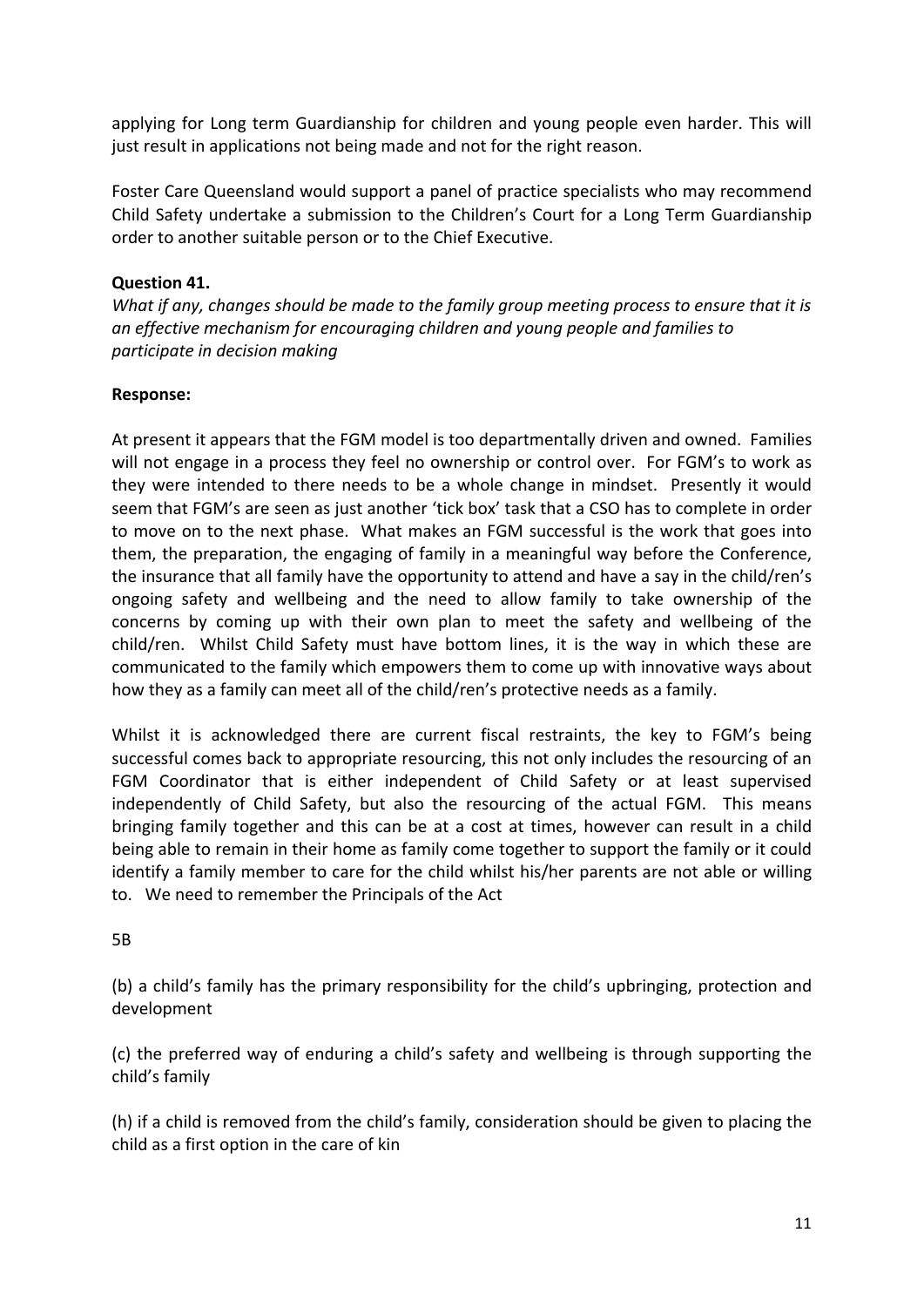applying for Long term Guardianship for children and young people even harder. This will just result in applications not being made and not for the right reason.

Foster Care Queensland would support a panel of practice specialists who may recommend Child Safety undertake a submission to the Children's Court for a Long Term Guardianship order to another suitable person or to the Chief Executive.

**Question 41.**

*What if any, changes should be made to the family group meeting process to ensure that it is an effective mechanism for encouraging children and young people and families to participate in decision making*

**Response:**

At present it appears that the FGM model is too departmentally driven and owned. Families will not engage in a process they feel no ownership or control over. For FGM's to work as they were intended to there needs to be a whole change in mindset. Presently it would seem that FGM's are seen as just another 'tick box' task that a CSO has to complete in order to move on to the next phase. What makes an FGM successful is the work that goes into them, the preparation, the engaging of family in a meaningful way before the Conference, the insurance that all family have the opportunity to attend and have a say in the child/ren's ongoing safety and wellbeing and the need to allow family to take ownership of the concerns by coming up with their own plan to meet the safety and wellbeing of the child/ren. Whilst Child Safety must have bottom lines, it is the way in which these are communicated to the family which empowers them to come up with innovative ways about how they as a family can meet all of the child/ren's protective needs as a family.

Whilst it is acknowledged there are current fiscal restraints, the key to FGM's being successful comes back to appropriate resourcing, this not only includes the resourcing of an FGM Coordinator that is either independent of Child Safety or at least supervised independently of Child Safety, but also the resourcing of the actual FGM. This means bringing family together and this can be at a cost at times, however can result in a child being able to remain in their home as family come together to support the family or it could identify a family member to care for the child whilst his/her parents are not able or willing to. We need to remember the Principals of the Act

5B

(b) a child's family has the primary responsibility for the child's upbringing, protection and development

(c) the preferred way of enduring a child's safety and wellbeing is through supporting the child's family

(h) if a child is removed from the child's family, consideration should be given to placing the child as a first option in the care of kin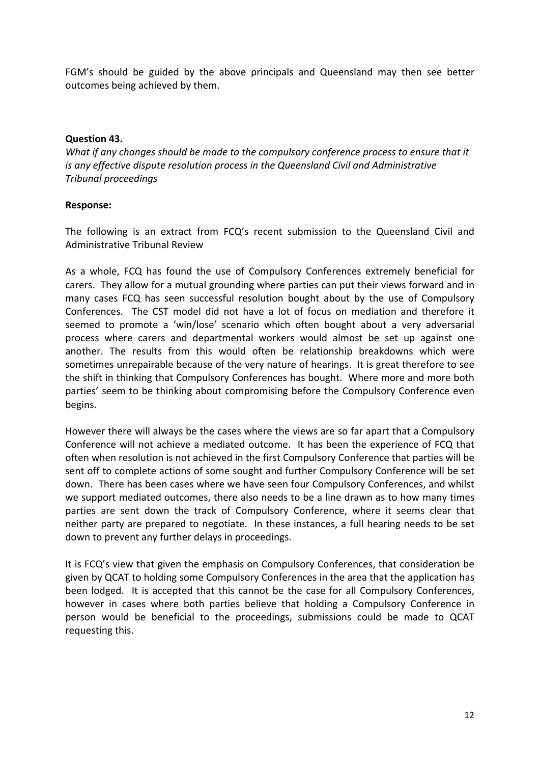FGM's should be guided by the above principals and Queensland may then see better outcomes being achieved by them.

**Question 43.**

*What if any changes should be made to the compulsory conference process to ensure that it is any effective dispute resolution process in the Queensland Civil and Administrative Tribunal proceedings*

**Response:**

The following is an extract from FCQ's recent submission to the Queensland Civil and Administrative Tribunal Review

As a whole, FCQ has found the use of Compulsory Conferences extremely beneficial for carers. They allow for a mutual grounding where parties can put their views forward and in many cases FCQ has seen successful resolution bought about by the use of Compulsory Conferences. The CST model did not have a lot of focus on mediation and therefore it seemed to promote a 'win/lose' scenario which often bought about a very adversarial process where carers and departmental workers would almost be set up against one another. The results from this would often be relationship breakdowns which were sometimes unrepairable because of the very nature of hearings. It is great therefore to see the shift in thinking that Compulsory Conferences has bought. Where more and more both parties' seem to be thinking about compromising before the Compulsory Conference even begins.

However there will always be the cases where the views are so far apart that a Compulsory Conference will not achieve a mediated outcome. It has been the experience of FCQ that often when resolution is not achieved in the first Compulsory Conference that parties will be sent off to complete actions of some sought and further Compulsory Conference will be set down. There has been cases where we have seen four Compulsory Conferences, and whilst we support mediated outcomes, there also needs to be a line drawn as to how many times parties are sent down the track of Compulsory Conference, where it seems clear that neither party are prepared to negotiate. In these instances, a full hearing needs to be set down to prevent any further delays in proceedings.

It is FCQ's view that given the emphasis on Compulsory Conferences, that consideration be given by QCAT to holding some Compulsory Conferences in the area that the application has been lodged. It is accepted that this cannot be the case for all Compulsory Conferences, however in cases where both parties believe that holding a Compulsory Conference in person would be beneficial to the proceedings, submissions could be made to QCAT requesting this.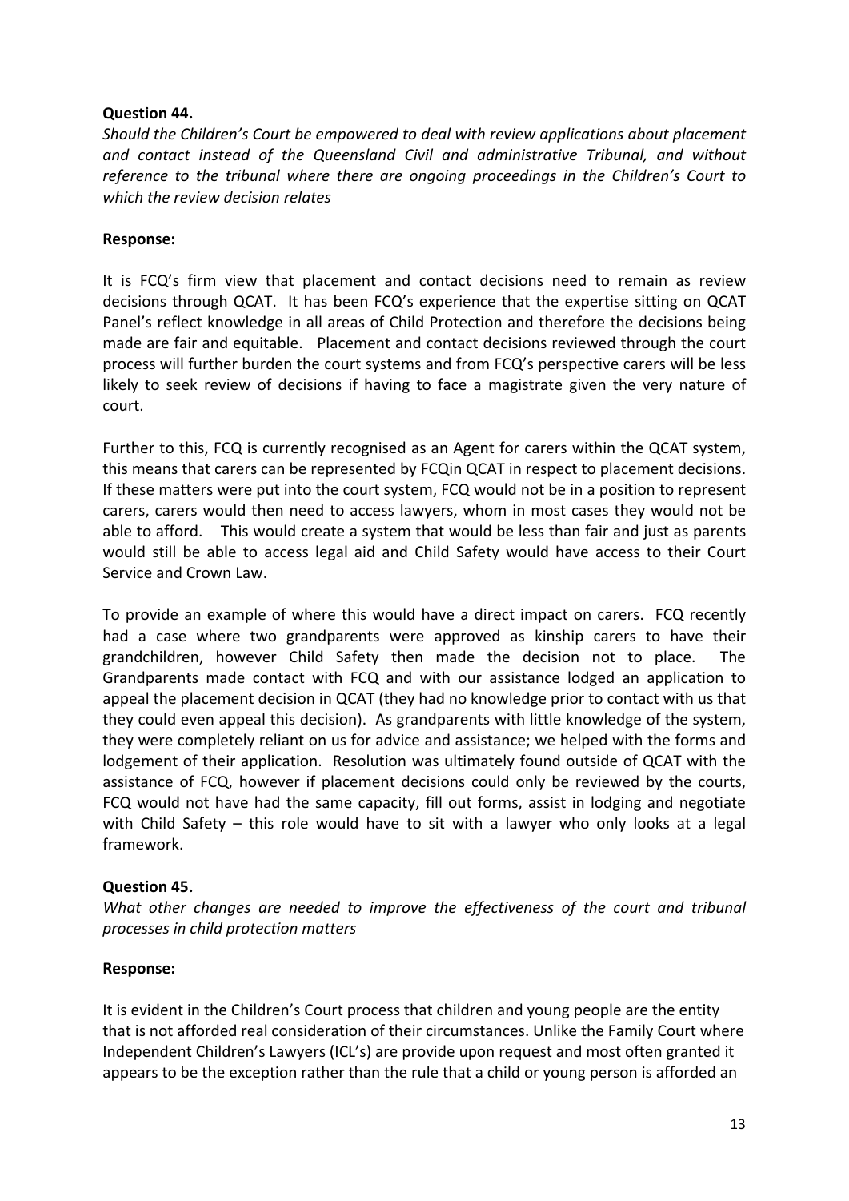**Question 44.**

*Should the Children's Court be empowered to deal with review applications about placement and contact instead of the Queensland Civil and administrative Tribunal, and without reference to the tribunal where there are ongoing proceedings in the Children's Court to which the review decision relates*

**Response:**

It is FCQ's firm view that placement and contact decisions need to remain as review decisions through QCAT. It has been FCQ's experience that the expertise sitting on QCAT Panel's reflect knowledge in all areas of Child Protection and therefore the decisions being made are fair and equitable. Placement and contact decisions reviewed through the court process will further burden the court systems and from FCQ's perspective carers will be less likely to seek review of decisions if having to face a magistrate given the very nature of court.

Further to this, FCQ is currently recognised as an Agent for carers within the QCAT system, this means that carers can be represented by FCQin QCAT in respect to placement decisions. If these matters were put into the court system, FCQ would not be in a position to represent carers, carers would then need to access lawyers, whom in most cases they would not be able to afford. This would create a system that would be less than fair and just as parents would still be able to access legal aid and Child Safety would have access to their Court Service and Crown Law.

To provide an example of where this would have a direct impact on carers. FCQ recently had a case where two grandparents were approved as kinship carers to have their grandchildren, however Child Safety then made the decision not to place. The Grandparents made contact with FCQ and with our assistance lodged an application to appeal the placement decision in QCAT (they had no knowledge prior to contact with us that they could even appeal this decision). As grandparents with little knowledge of the system, they were completely reliant on us for advice and assistance; we helped with the forms and lodgement of their application. Resolution was ultimately found outside of QCAT with the assistance of FCQ, however if placement decisions could only be reviewed by the courts, FCQ would not have had the same capacity, fill out forms, assist in lodging and negotiate with Child Safety – this role would have to sit with a lawyer who only looks at a legal framework.

**Question 45.**

*What other changes are needed to improve the effectiveness of the court and tribunal processes in child protection matters*

**Response:**

It is evident in the Children's Court process that children and young people are the entity that is not afforded real consideration of their circumstances. Unlike the Family Court where Independent Children's Lawyers (ICL's) are provide upon request and most often granted it appears to be the exception rather than the rule that a child or young person is afforded an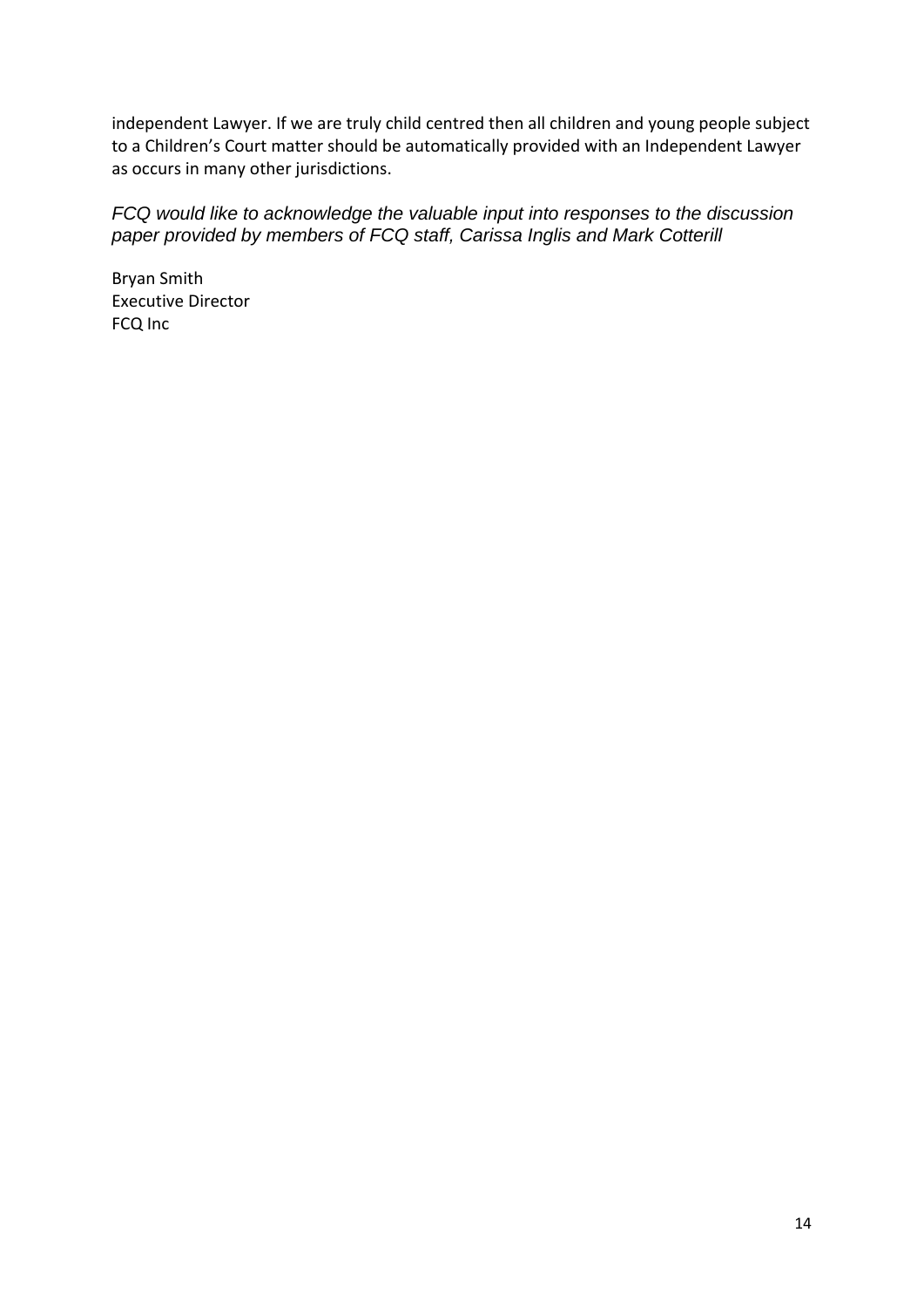independent Lawyer. If we are truly child centred then all children and young people subject to a Children's Court matter should be automatically provided with an Independent Lawyer as occurs in many other jurisdictions.

*FCQ would like to acknowledge the valuable input into responses to the discussion paper provided by members of FCQ staff, Carissa Inglis and Mark Cotterill*

Bryan Smith
Executive Director
FCQ Inc